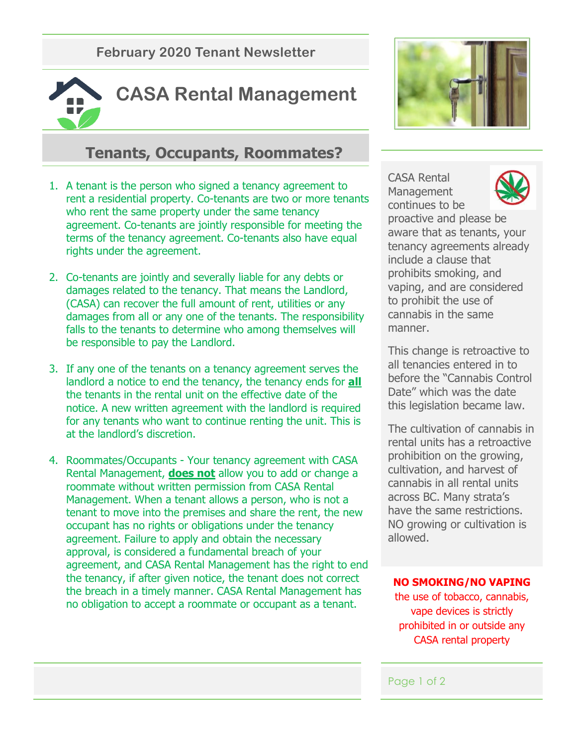February 2020 Tenant Newsletter

# CASA Rental Management

## Tenants, Occupants, Roommates?

1. A tenant is the person who signed a tenancy agreement to rent a residential property. Co-tenants are two or more tenants who rent the same property under the same tenancy agreement. Co-tenants are jointly responsible for meeting the terms of the tenancy agreement. Co-tenants also have equal rights under the agreement.

2. Co-tenants are jointly and severally liable for any debts or damages related to the tenancy. That means the Landlord, (CASA) can recover the full amount of rent, utilities or any damages from all or any one of the tenants. The responsibility falls to the tenants to determine who among themselves will be responsible to pay the Landlord.

3. If any one of the tenants on a tenancy agreement serves the landlord a notice to end the tenancy, the tenancy ends for **all** the tenants in the rental unit on the effective date of the notice. A new written agreement with the landlord is required for any tenants who want to continue renting the unit. This is at the landlord's discretion.

4. Roommates/Occupants - Your tenancy agreement with CASA Rental Management, **does not** allow you to add or change a roommate without written permission from CASA Rental Management. When a tenant allows a person, who is not a tenant to move into the premises and share the rent, the new occupant has no rights or obligations under the tenancy agreement. Failure to apply and obtain the necessary approval, is considered a fundamental breach of your agreement, and CASA Rental Management has the right to end the tenancy, if after given notice, the tenant does not correct the breach in a timely manner. CASA Rental Management has no obligation to accept a roommate or occupant as a tenant.

CASA Rental Management continues to be proactive and please be aware that as tenants, your tenancy agreements already include a clause that prohibits smoking, and vaping, and are considered to prohibit the use of cannabis in the same manner.

This change is retroactive to all tenancies entered in to before the "Cannabis Control Date" which was the date this legislation became law.

The cultivation of cannabis in rental units has a retroactive prohibition on the growing, cultivation, and harvest of cannabis in all rental units across BC. Many strata's have the same restrictions. NO growing or cultivation is allowed.

**NO SMOKING/NO VAPING**

the use of tobacco, cannabis, vape devices is strictly prohibited in or outside any CASA rental property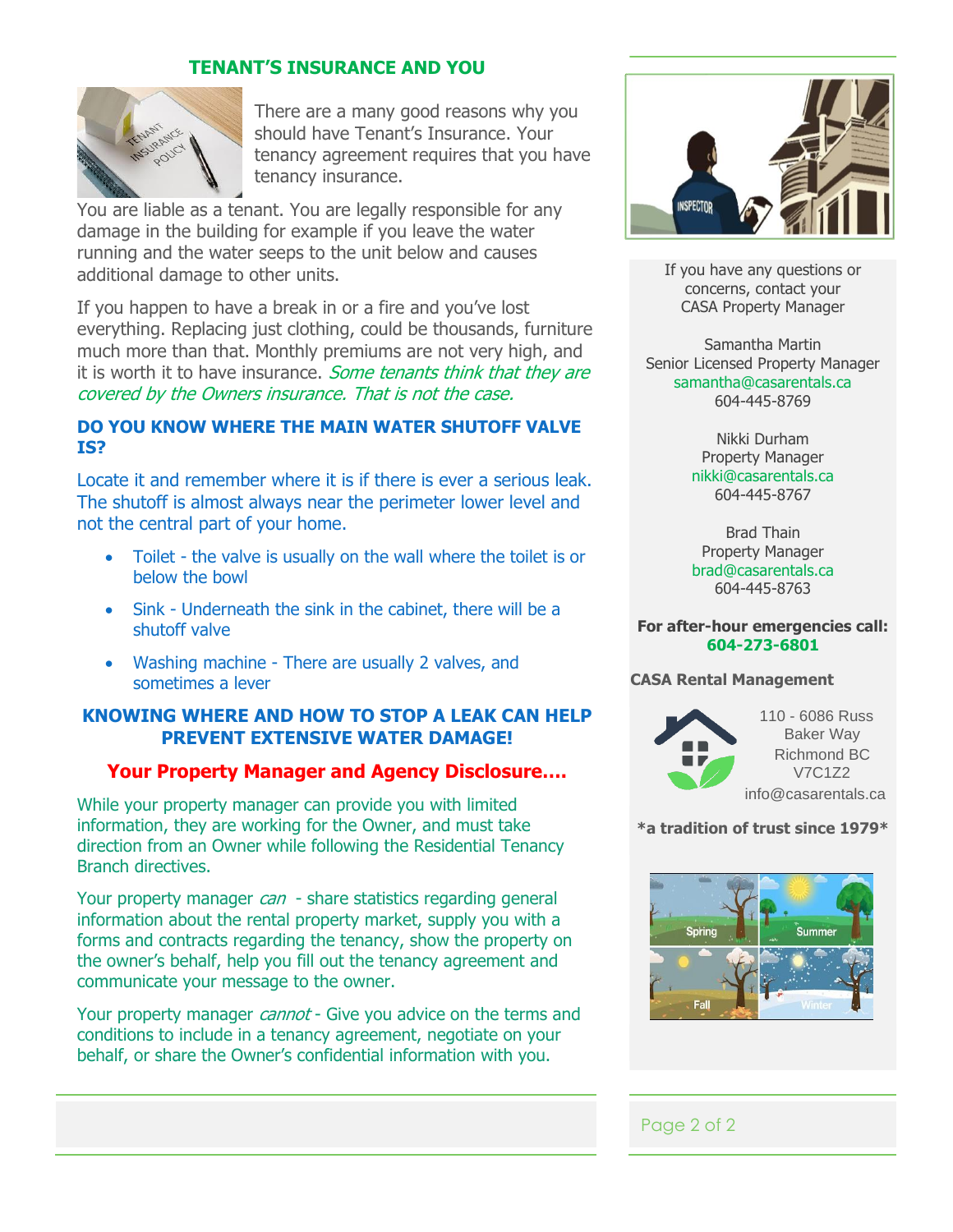## TENANT'S INSURANCE AND YOU

There are a many good reasons why you should have Tenant's Insurance. Your tenancy agreement requires that you have tenancy insurance.

You are liable as a tenant. You are legally responsible for any damage in the building for example if you leave the water running and the water seeps to the unit below and causes additional damage to other units.

If you happen to have a break in or a fire and you've lost everything. Replacing just clothing, could be thousands, furniture much more than that. Monthly premiums are not very high, and it is worth it to have insurance. *Some tenants think that they are covered by the Owners insurance. That is not the case.*

### DO YOU KNOW WHERE THE MAIN WATER SHUTOFF VALVE IS?

Locate it and remember where it is if there is ever a serious leak. The shutoff is almost always near the perimeter lower level and not the central part of your home.

- Toilet - the valve is usually on the wall where the toilet is or below the bowl
- Sink - Underneath the sink in the cabinet, there will be a shutoff valve
- Washing machine - There are usually 2 valves, and sometimes a lever

### KNOWING WHERE AND HOW TO STOP A LEAK CAN HELP PREVENT EXTENSIVE WATER DAMAGE!

### Your Property Manager and Agency Disclosure....

While your property manager can provide you with limited information, they are working for the Owner, and must take direction from an Owner while following the Residential Tenancy Branch directives.

Your property manager *can* - share statistics regarding general information about the rental property market, supply you with a forms and contracts regarding the tenancy, show the property on the owner's behalf, help you fill out the tenancy agreement and communicate your message to the owner.

Your property manager *cannot* - Give you advice on the terms and conditions to include in a tenancy agreement, negotiate on your behalf, or share the Owner's confidential information with you.

---

If you have any questions or concerns, contact your CASA Property Manager

Samantha Martin
Senior Licensed Property Manager
samantha@casarentals.ca
604-445-8769

Nikki Durham
Property Manager
nikki@casarentals.ca
604-445-8767

Brad Thain
Property Manager
brad@casarentals.ca
604-445-8763

**For after-hour emergencies call:**
**604-273-6801**

**CASA Rental Management**

110 - 6086 Russ Baker Way
Richmond BC
V7C1Z2
info@casarentals.ca

**\*a tradition of trust since 1979\***

Spring
Summer
Fall
Winter